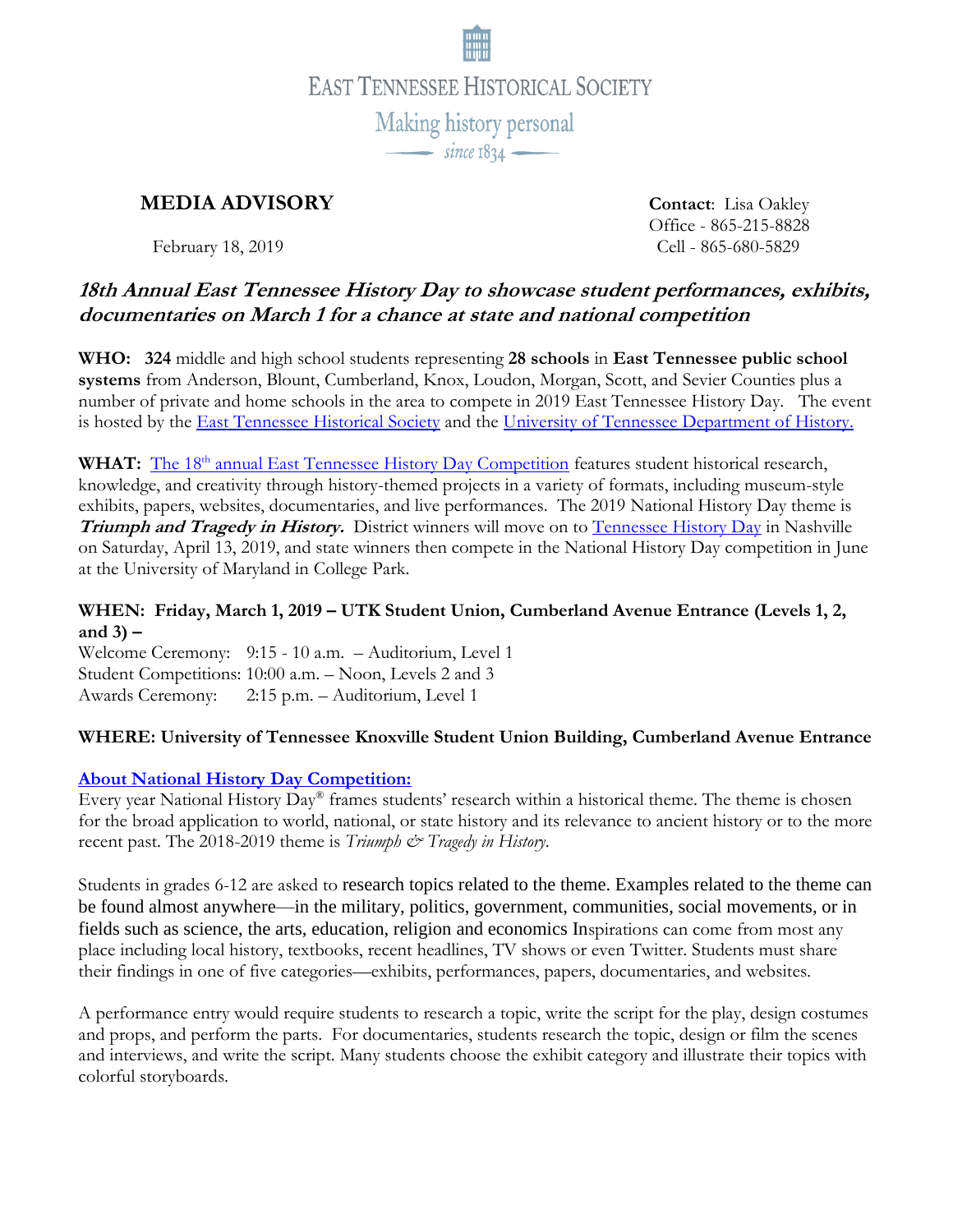# EAST TENNESSEE HISTORICAL SOCIETY

Making history personal

since 1834

## MEDIA ADVISORY

February 18, 2019

**Contact**: Lisa Oakley
Office - 865-215-8828
Cell - 865-680-5829

## *18th Annual East Tennessee History Day to showcase student performances, exhibits, documentaries on March 1 for a chance at state and national competition*

**WHO: 324** middle and high school students representing **28 schools** in **East Tennessee public school systems** from Anderson, Blount, Cumberland, Knox, Loudon, Morgan, Scott, and Sevier Counties plus a number of private and home schools in the area to compete in 2019 East Tennessee History Day. The event is hosted by the East Tennessee Historical Society and the University of Tennessee Department of History.

**WHAT:** The 18th annual East Tennessee History Day Competition features student historical research, knowledge, and creativity through history-themed projects in a variety of formats, including museum-style exhibits, papers, websites, documentaries, and live performances. The 2019 National History Day theme is ***Triumph and Tragedy in History.*** District winners will move on to Tennessee History Day in Nashville on Saturday, April 13, 2019, and state winners then compete in the National History Day competition in June at the University of Maryland in College Park.

**WHEN: Friday, March 1, 2019 – UTK Student Union, Cumberland Avenue Entrance (Levels 1, 2, and 3) –**

Welcome Ceremony: 9:15 - 10 a.m. – Auditorium, Level 1
Student Competitions: 10:00 a.m. – Noon, Levels 2 and 3
Awards Ceremony: 2:15 p.m. – Auditorium, Level 1

**WHERE: University of Tennessee Knoxville Student Union Building, Cumberland Avenue Entrance**

**About National History Day Competition:**

Every year National History Day® frames students' research within a historical theme. The theme is chosen for the broad application to world, national, or state history and its relevance to ancient history or to the more recent past. The 2018-2019 theme is *Triumph & Tragedy in History*.

Students in grades 6-12 are asked to research topics related to the theme. Examples related to the theme can be found almost anywhere—in the military, politics, government, communities, social movements, or in fields such as science, the arts, education, religion and economics Inspirations can come from most any place including local history, textbooks, recent headlines, TV shows or even Twitter. Students must share their findings in one of five categories—exhibits, performances, papers, documentaries, and websites.

A performance entry would require students to research a topic, write the script for the play, design costumes and props, and perform the parts. For documentaries, students research the topic, design or film the scenes and interviews, and write the script. Many students choose the exhibit category and illustrate their topics with colorful storyboards.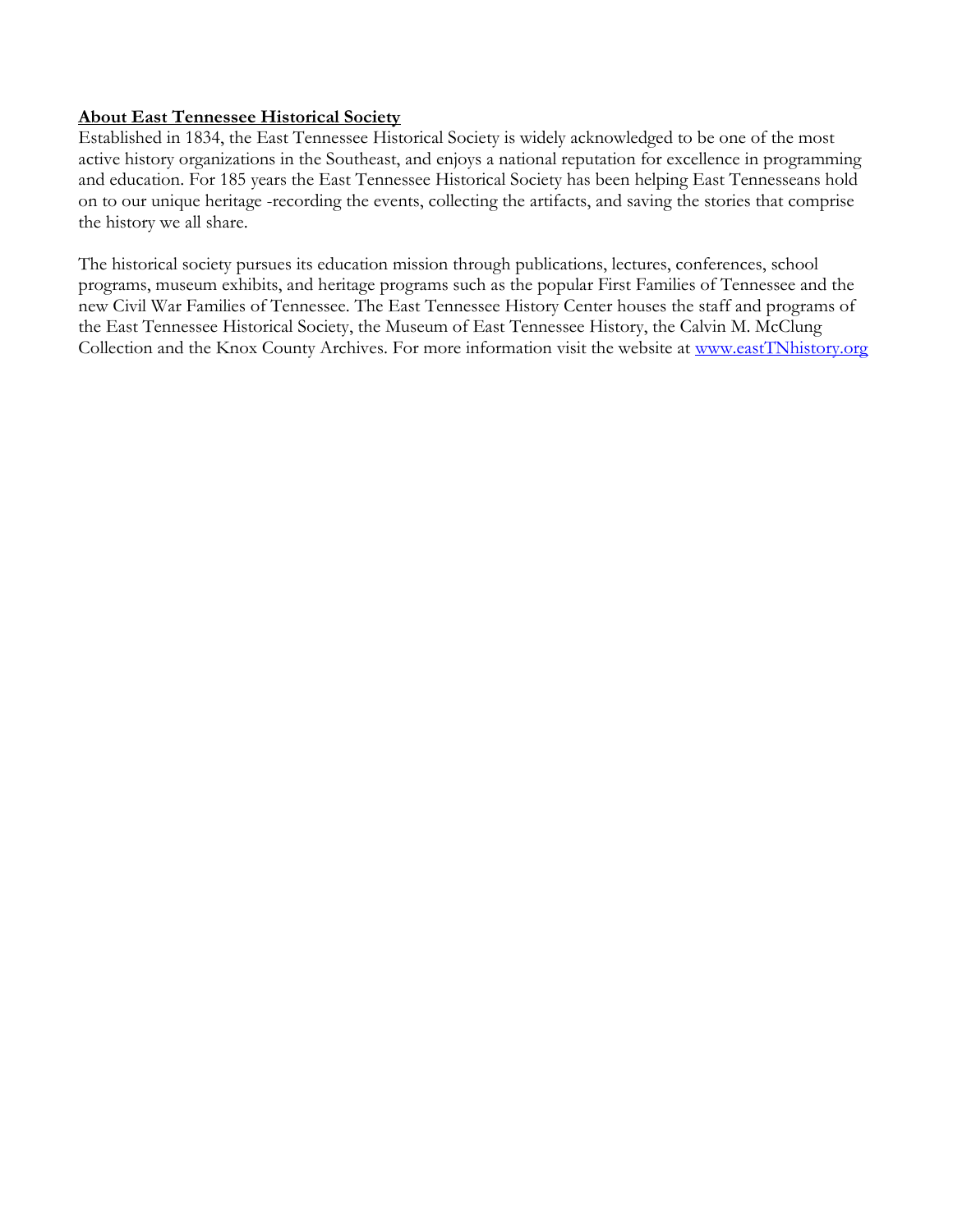**About East Tennessee Historical Society**

Established in 1834, the East Tennessee Historical Society is widely acknowledged to be one of the most active history organizations in the Southeast, and enjoys a national reputation for excellence in programming and education. For 185 years the East Tennessee Historical Society has been helping East Tennesseans hold on to our unique heritage -recording the events, collecting the artifacts, and saving the stories that comprise the history we all share.

The historical society pursues its education mission through publications, lectures, conferences, school programs, museum exhibits, and heritage programs such as the popular First Families of Tennessee and the new Civil War Families of Tennessee. The East Tennessee History Center houses the staff and programs of the East Tennessee Historical Society, the Museum of East Tennessee History, the Calvin M. McClung Collection and the Knox County Archives. For more information visit the website at [www.eastTNhistory.org](http://www.eastTNhistory.org)